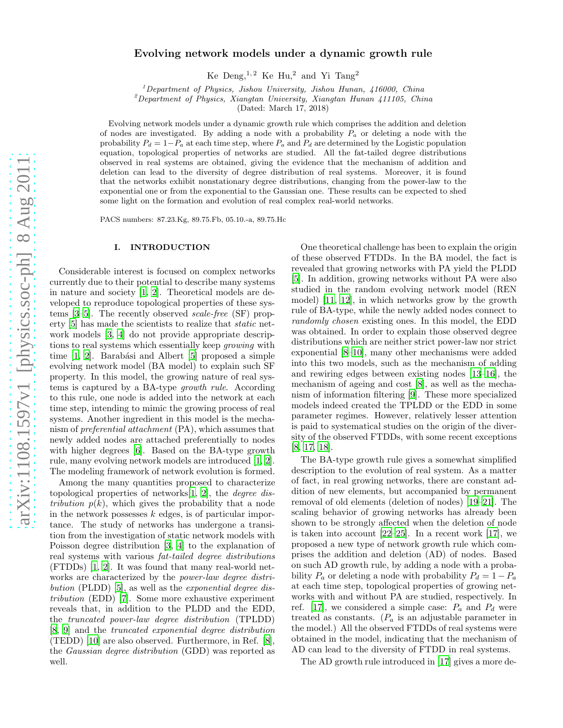# Evolving network models under a dynamic growth rule

Ke Deng,[1,2] Ke Hu,[2] and Yi Tang[2]

[1]*Department of Physics, Jishou University, Jishou Hunan, 416000, China*
[2]*Department of Physics, Xiangtan University, Xiangtan Hunan 411105, China*

(Dated: March 17, 2018)

Evolving network models under a dynamic growth rule which comprises the addition and deletion of nodes are investigated. By adding a node with a probability $P_a$ or deleting a node with the probability $P_d = 1 - P_a$ at each time step, where $P_a$ and $P_d$ are determined by the Logistic population equation, topological properties of networks are studied. All the fat-tailed degree distributions observed in real systems are obtained, giving the evidence that the mechanism of addition and deletion can lead to the diversity of degree distribution of real systems. Moreover, it is found that the networks exhibit nonstationary degree distributions, changing from the power-law to the exponential one or from the exponential to the Gaussian one. These results can be expected to shed some light on the formation and evolution of real complex real-world networks.

PACS numbers: 87.23.Kg, 89.75.Fb, 05.10.-a, 89.75.Hc

## I. INTRODUCTION

Considerable interest is focused on complex networks currently due to their potential to describe many systems in nature and society [1, 2]. Theoretical models are developed to reproduce topological properties of these systems [3–5]. The recently observed *scale-free* (SF) property [5] has made the scientists to realize that *static* network models [3, 4] do not provide appropriate descriptions to real systems which essentially keep *growing* with time [1, 2]. Barabási and Albert [5] proposed a simple evolving network model (BA model) to explain such SF property. In this model, the growing nature of real systems is captured by a BA-type *growth rule*. According to this rule, one node is added into the network at each time step, intending to mimic the growing process of real systems. Another ingredient in this model is the mechanism of *preferential attachment* (PA), which assumes that newly added nodes are attached preferentially to nodes with higher degrees [6]. Based on the BA-type growth rule, many evolving network models are introduced [1, 2]. The modeling framework of network evolution is formed.

Among the many quantities proposed to characterize topological properties of networks[1, 2], the *degree distribution* $p(k)$, which gives the probability that a node in the network possesses $k$ edges, is of particular importance. The study of networks has undergone a transition from the investigation of static network models with Poisson degree distribution [3, 4] to the explanation of real systems with various *fat-tailed degree distributions* (FTDDs) [1, 2]. It was found that many real-world networks are characterized by the *power-law degree distribution* (PLDD) [5], as well as the *exponential degree distribution* (EDD) [7]. Some more exhaustive experiment reveals that, in addition to the PLDD and the EDD, the *truncated power-law degree distribution* (TPLDD) [8, 9] and the *truncated exponential degree distribution* (TEDD) [10] are also observed. Furthermore, in Ref. [8], the *Gaussian degree distribution* (GDD) was reported as well.

One theoretical challenge has been to explain the origin of these observed FTDDs. In the BA model, the fact is revealed that growing networks with PA yield the PLDD [5]. In addition, growing networks without PA were also studied in the random evolving network model (REN model) [11, 12], in which networks grow by the growth rule of BA-type, while the newly added nodes connect to *randomly chosen* existing ones. In this model, the EDD was obtained. In order to explain those observed degree distributions which are neither strict power-law nor strict exponential [8–10], many other mechanisms were added into this two models, such as the mechanism of adding and rewiring edges between existing nodes [13–16], the mechanism of ageing and cost [8], as well as the mechanism of information filtering [9]. These more specialized models indeed created the TPLDD or the EDD in some parameter regimes. However, relatively lesser attention is paid to systematical studies on the origin of the diversity of the observed FTDDs, with some recent exceptions [8, 17, 18].

The BA-type growth rule gives a somewhat simplified description to the evolution of real system. As a matter of fact, in real growing networks, there are constant addition of new elements, but accompanied by permanent removal of old elements (deletion of nodes) [19–21]. The scaling behavior of growing networks has already been shown to be strongly affected when the deletion of node is taken into account [22–25]. In a recent work [17], we proposed a new type of network growth rule which comprises the addition and deletion (AD) of nodes. Based on such AD growth rule, by adding a node with a probability $P_a$ or deleting a node with probability $P_d = 1 - P_a$ at each time step, topological properties of growing networks with and without PA are studied, respectively. In ref. [17], we considered a simple case: $P_a$ and $P_d$ were treated as constants. ($P_a$ is an adjustable parameter in the model.) All the observed FTDDs of real systems were obtained in the model, indicating that the mechanism of AD can lead to the diversity of FTDD in real systems.

The AD growth rule introduced in [17] gives a more de-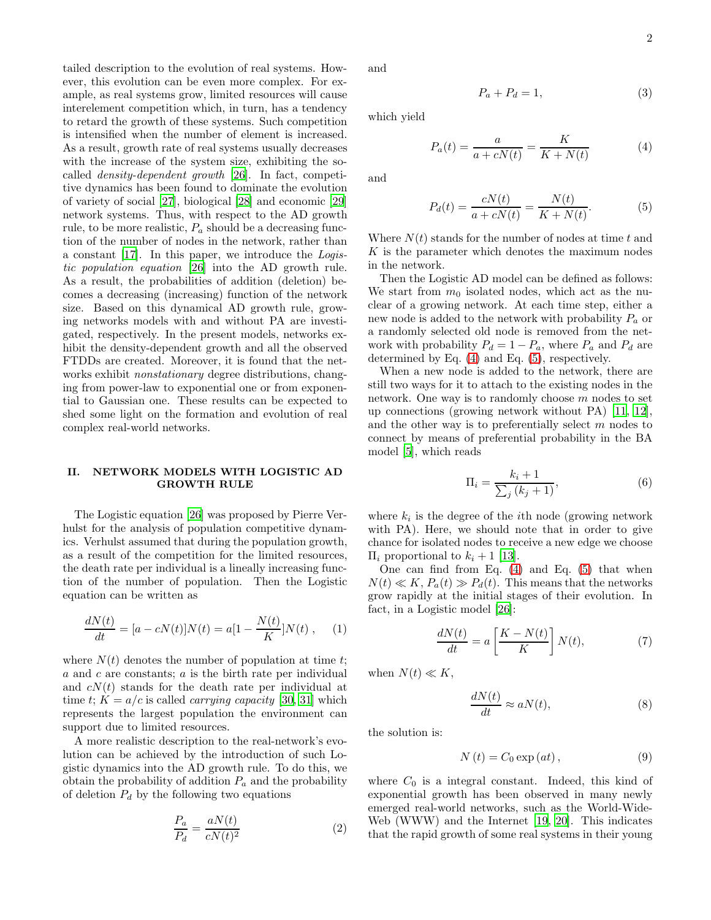tailed description to the evolution of real systems. However, this evolution can be even more complex. For example, as real systems grow, limited resources will cause interelement competition which, in turn, has a tendency to retard the growth of these systems. Such competition is intensified when the number of element is increased. As a result, growth rate of real systems usually decreases with the increase of the system size, exhibiting the so-called *density-dependent growth* [26]. In fact, competitive dynamics has been found to dominate the evolution of variety of social [27], biological [28] and economic [29] network systems. Thus, with respect to the AD growth rule, to be more realistic, $P_a$ should be a decreasing function of the number of nodes in the network, rather than a constant [17]. In this paper, we introduce the *Logistic population equation* [26] into the AD growth rule. As a result, the probabilities of addition (deletion) becomes a decreasing (increasing) function of the network size. Based on this dynamical AD growth rule, growing networks models with and without PA are investigated, respectively. In the present models, networks exhibit the density-dependent growth and all the observed FTDDs are created. Moreover, it is found that the networks exhibit *nonstationary* degree distributions, changing from power-law to exponential one or from exponential to Gaussian one. These results can be expected to shed some light on the formation and evolution of real complex real-world networks.

## II. NETWORK MODELS WITH LOGISTIC AD GROWTH RULE

The Logistic equation [26] was proposed by Pierre Verhulst for the analysis of population competitive dynamics. Verhulst assumed that during the population growth, as a result of the competition for the limited resources, the death rate per individual is a lineally increasing function of the number of population. Then the Logistic equation can be written as

$$\frac{dN(t)}{dt} = [a - cN(t)]N(t) = a[1 - \frac{N(t)}{K}]N(t)\ , \qquad (1)$$

where $N(t)$ denotes the number of population at time $t$; $a$ and $c$ are constants; $a$ is the birth rate per individual and $cN(t)$ stands for the death rate per individual at time $t$; $K = a/c$ is called *carrying capacity* [30, 31] which represents the largest population the environment can support due to limited resources.

A more realistic description to the real-network's evolution can be achieved by the introduction of such Logistic dynamics into the AD growth rule. To do this, we obtain the probability of addition $P_a$ and the probability of deletion $P_d$ by the following two equations

$$\frac{P_a}{P_d} = \frac{aN(t)}{cN(t)^2} \qquad (2)$$

and

$$P_a + P_d = 1, \qquad (3)$$

which yield

$$P_a(t) = \frac{a}{a + cN(t)} = \frac{K}{K + N(t)} \qquad (4)$$

and

$$P_d(t) = \frac{cN(t)}{a + cN(t)} = \frac{N(t)}{K + N(t)}. \qquad (5)$$

Where $N(t)$ stands for the number of nodes at time $t$ and $K$ is the parameter which denotes the maximum nodes in the network.

Then the Logistic AD model can be defined as follows: We start from $m_0$ isolated nodes, which act as the nuclear of a growing network. At each time step, either a new node is added to the network with probability $P_a$ or a randomly selected old node is removed from the network with probability $P_d = 1 - P_a$, where $P_a$ and $P_d$ are determined by Eq. (4) and Eq. (5), respectively.

When a new node is added to the network, there are still two ways for it to attach to the existing nodes in the network. One way is to randomly choose $m$ nodes to set up connections (growing network without PA) [11, 12], and the other way is to preferentially select $m$ nodes to connect by means of preferential probability in the BA model [5], which reads

$$\Pi_i = \frac{k_i + 1}{\sum_j (k_j + 1)}, \qquad (6)$$

where $k_i$ is the degree of the $i$th node (growing network with PA). Here, we should note that in order to give chance for isolated nodes to receive a new edge we choose $\Pi_i$ proportional to $k_i + 1$ [13].

One can find from Eq. (4) and Eq. (5) that when $N(t) \ll K$, $P_a(t) \gg P_d(t)$. This means that the networks grow rapidly at the initial stages of their evolution. In fact, in a Logistic model [26]:

$$\frac{dN(t)}{dt} = a\left[\frac{K - N(t)}{K}\right]N(t), \qquad (7)$$

when $N(t) \ll K$,

$$\frac{dN(t)}{dt} \approx aN(t), \qquad (8)$$

the solution is:

$$N\left(t\right) = C_0 \exp\left(at\right), \qquad (9)$$

where $C_0$ is a integral constant. Indeed, this kind of exponential growth has been observed in many newly emerged real-world networks, such as the World-Wide-Web (WWW) and the Internet [19, 20]. This indicates that the rapid growth of some real systems in their young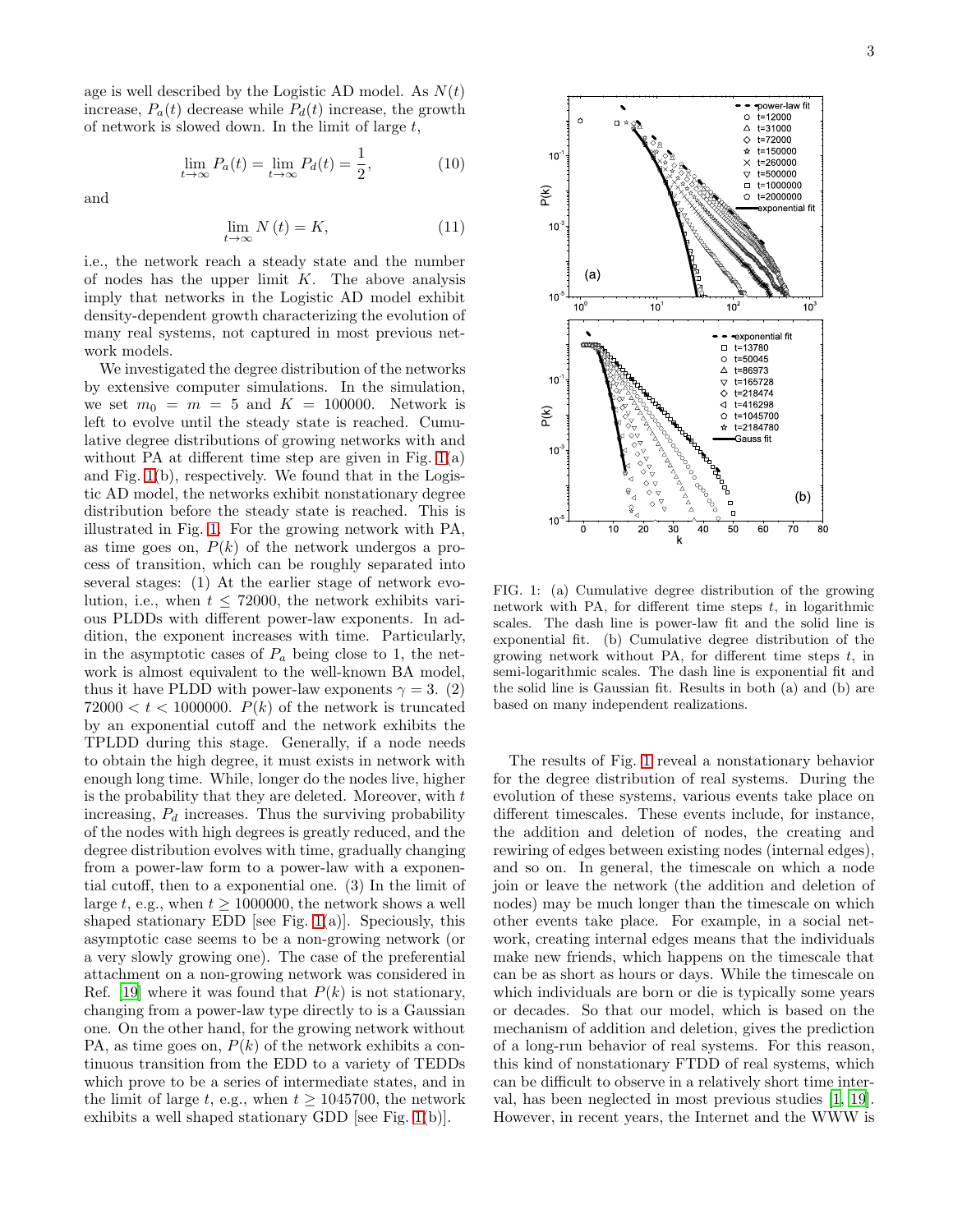age is well described by the Logistic AD model. As $N(t)$ increase, $P_a(t)$ decrease while $P_d(t)$ increase, the growth of network is slowed down. In the limit of large $t$,

$$\lim_{t\to\infty} P_a(t) = \lim_{t\to\infty} P_d(t) = \frac{1}{2}, \tag{10}$$

and

$$\lim_{t\to\infty} N(t) = K, \tag{11}$$

i.e., the network reach a steady state and the number of nodes has the upper limit $K$. The above analysis imply that networks in the Logistic AD model exhibit density-dependent growth characterizing the evolution of many real systems, not captured in most previous network models.

We investigated the degree distribution of the networks by extensive computer simulations. In the simulation, we set $m_0 = m = 5$ and $K = 100000$. Network is left to evolve until the steady state is reached. Cumulative degree distributions of growing networks with and without PA at different time step are given in Fig. 1(a) and Fig. 1(b), respectively. We found that in the Logistic AD model, the networks exhibit nonstationary degree distribution before the steady state is reached. This is illustrated in Fig. 1. For the growing network with PA, as time goes on, $P(k)$ of the network undergos a process of transition, which can be roughly separated into several stages: (1) At the earlier stage of network evolution, i.e., when $t \leq 72000$, the network exhibits various PLDDs with different power-law exponents. In addition, the exponent increases with time. Particularly, in the asymptotic cases of $P_a$ being close to 1, the network is almost equivalent to the well-known BA model, thus it have PLDD with power-law exponents $\gamma = 3$. (2) $72000 < t < 1000000$. $P(k)$ of the network is truncated by an exponential cutoff and the network exhibits the TPLDD during this stage. Generally, if a node needs to obtain the high degree, it must exists in network with enough long time. While, longer do the nodes live, higher is the probability that they are deleted. Moreover, with $t$ increasing, $P_d$ increases. Thus the surviving probability of the nodes with high degrees is greatly reduced, and the degree distribution evolves with time, gradually changing from a power-law form to a power-law with a exponential cutoff, then to a exponential one. (3) In the limit of large $t$, e.g., when $t \geq 1000000$, the network shows a well shaped stationary EDD [see Fig. 1(a)]. Speciously, this asymptotic case seems to be a non-growing network (or a very slowly growing one). The case of the preferential attachment on a non-growing network was considered in Ref. [19] where it was found that $P(k)$ is not stationary, changing from a power-law type directly to is a Gaussian one. On the other hand, for the growing network without PA, as time goes on, $P(k)$ of the network exhibits a continuous transition from the EDD to a variety of TEDDs which prove to be a series of intermediate states, and in the limit of large $t$, e.g., when $t \geq 1045700$, the network exhibits a well shaped stationary GDD [see Fig. 1(b)].

FIG. 1: (a) Cumulative degree distribution of the growing network with PA, for different time steps $t$, in logarithmic scales. The dash line is power-law fit and the solid line is exponential fit. (b) Cumulative degree distribution of the growing network without PA, for different time steps $t$, in semi-logarithmic scales. The dash line is exponential fit and the solid line is Gaussian fit. Results in both (a) and (b) are based on many independent realizations.

The results of Fig. 1 reveal a nonstationary behavior for the degree distribution of real systems. During the evolution of these systems, various events take place on different timescales. These events include, for instance, the addition and deletion of nodes, the creating and rewiring of edges between existing nodes (internal edges), and so on. In general, the timescale on which a node join or leave the network (the addition and deletion of nodes) may be much longer than the timescale on which other events take place. For example, in a social network, creating internal edges means that the individuals make new friends, which happens on the timescale that can be as short as hours or days. While the timescale on which individuals are born or die is typically some years or decades. So that our model, which is based on the mechanism of addition and deletion, gives the prediction of a long-run behavior of real systems. For this reason, this kind of nonstationary FTDD of real systems, which can be difficult to observe in a relatively short time interval, has been neglected in most previous studies [1, 19]. However, in recent years, the Internet and the WWW is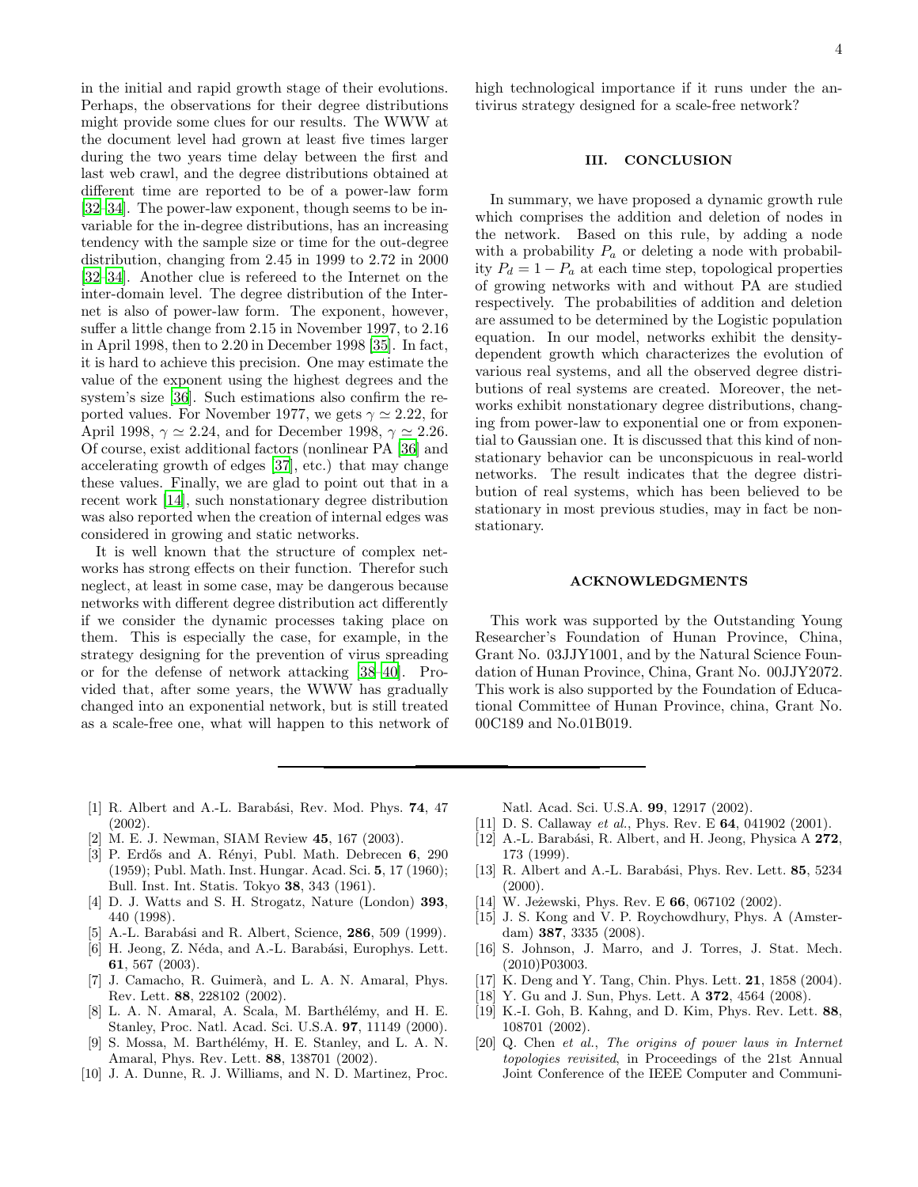in the initial and rapid growth stage of their evolutions. Perhaps, the observations for their degree distributions might provide some clues for our results. The WWW at the document level had grown at least five times larger during the two years time delay between the first and last web crawl, and the degree distributions obtained at different time are reported to be of a power-law form [32–34]. The power-law exponent, though seems to be invariable for the in-degree distributions, has an increasing tendency with the sample size or time for the out-degree distribution, changing from 2.45 in 1999 to 2.72 in 2000 [32–34]. Another clue is refereed to the Internet on the inter-domain level. The degree distribution of the Internet is also of power-law form. The exponent, however, suffer a little change from 2.15 in November 1997, to 2.16 in April 1998, then to 2.20 in December 1998 [35]. In fact, it is hard to achieve this precision. One may estimate the value of the exponent using the highest degrees and the system's size [36]. Such estimations also confirm the reported values. For November 1977, we gets $\gamma \simeq 2.22$, for April 1998, $\gamma \simeq 2.24$, and for December 1998, $\gamma \simeq 2.26$. Of course, exist additional factors (nonlinear PA [36] and accelerating growth of edges [37], etc.) that may change these values. Finally, we are glad to point out that in a recent work [14], such nonstationary degree distribution was also reported when the creation of internal edges was considered in growing and static networks.

It is well known that the structure of complex networks has strong effects on their function. Therefor such neglect, at least in some case, may be dangerous because networks with differently degree distribution act differently if we consider the dynamic processes taking place on them. This is especially the case, for example, in the strategy designing for the prevention of virus spreading or for the defense of network attacking [38–40]. Provided that, after some years, the WWW has gradually changed into an exponential network, but is still treated as a scale-free one, what will happen to this network of high technological importance if it runs under the antivirus strategy designed for a scale-free network?

## III. CONCLUSION

In summary, we have proposed a dynamic growth rule which comprises the addition and deletion of nodes in the network. Based on this rule, by adding a node with a probability $P_a$ or deleting a node with probability $P_d = 1 - P_a$ at each time step, topological properties of growing networks with and without PA are studied respectively. The probabilities of addition and deletion are assumed to be determined by the Logistic population equation. In our model, networks exhibit the density-dependent growth which characterizes the evolution of various real systems, and all the observed degree distributions of real systems are created. Moreover, the networks exhibit nonstationary degree distributions, changing from power-law to exponential one or from exponential to Gaussian one. It is discussed that this kind of nonstationary behavior can be unconspicuous in real-world networks. The result indicates that the degree distribution of real systems, which has been believed to be stationary in most previous studies, may in fact be nonstationary.

## ACKNOWLEDGMENTS

This work was supported by the Outstanding Young Researcher's Foundation of Hunan Province, China, Grant No. 03JJY1001, and by the Natural Science Foundation of Hunan Province, China, Grant No. 00JJY2072. This work is also supported by the Foundation of Educational Committee of Hunan Province, china, Grant No. 00C189 and No.01B019.

---

[1] R. Albert and A.-L. Barabási, Rev. Mod. Phys. **74**, 47 (2002).
[2] M. E. J. Newman, SIAM Review **45**, 167 (2003).
[3] P. Erdős and A. Rényi, Publ. Math. Debrecen **6**, 290 (1959); Publ. Math. Inst. Hungar. Acad. Sci. **5**, 17 (1960); Bull. Inst. Int. Statis. Tokyo **38**, 343 (1961).
[4] D. J. Watts and S. H. Strogatz, Nature (London) **393**, 440 (1998).
[5] A.-L. Barabási and R. Albert, Science, **286**, 509 (1999).
[6] H. Jeong, Z. Néda, and A.-L. Barabási, Europhys. Lett. **61**, 567 (2003).
[7] J. Camacho, R. Guimerà, and L. A. N. Amaral, Phys. Rev. Lett. **88**, 228102 (2002).
[8] L. A. N. Amaral, A. Scala, M. Barthélémy, and H. E. Stanley, Proc. Natl. Acad. Sci. U.S.A. **97**, 11149 (2000).
[9] S. Mossa, M. Barthélémy, H. E. Stanley, and L. A. N. Amaral, Phys. Rev. Lett. **88**, 138701 (2002).
[10] J. A. Dunne, R. J. Williams, and N. D. Martinez, Proc. Natl. Acad. Sci. U.S.A. **99**, 12917 (2002).
[11] D. S. Callaway *et al.*, Phys. Rev. E **64**, 041902 (2001).
[12] A.-L. Barabási, R. Albert, and H. Jeong, Physica A **272**, 173 (1999).
[13] R. Albert and A.-L. Barabási, Phys. Rev. Lett. **85**, 5234 (2000).
[14] W. Jeżewski, Phys. Rev. E **66**, 067102 (2002).
[15] J. S. Kong and V. P. Roychowdhury, Phys. A (Amsterdam) **387**, 3335 (2008).
[16] S. Johnson, J. Marro, and J. Torres, J. Stat. Mech. (2010)P03003.
[17] K. Deng and Y. Tang, Chin. Phys. Lett. **21**, 1858 (2004).
[18] Y. Gu and J. Sun, Phys. Lett. A **372**, 4564 (2008).
[19] K.-I. Goh, B. Kahng, and D. Kim, Phys. Rev. Lett. **88**, 108701 (2002).
[20] Q. Chen *et al.*, *The origins of power laws in Internet topologies revisited*, in Proceedings of the 21st Annual Joint Conference of the IEEE Computer and Communi-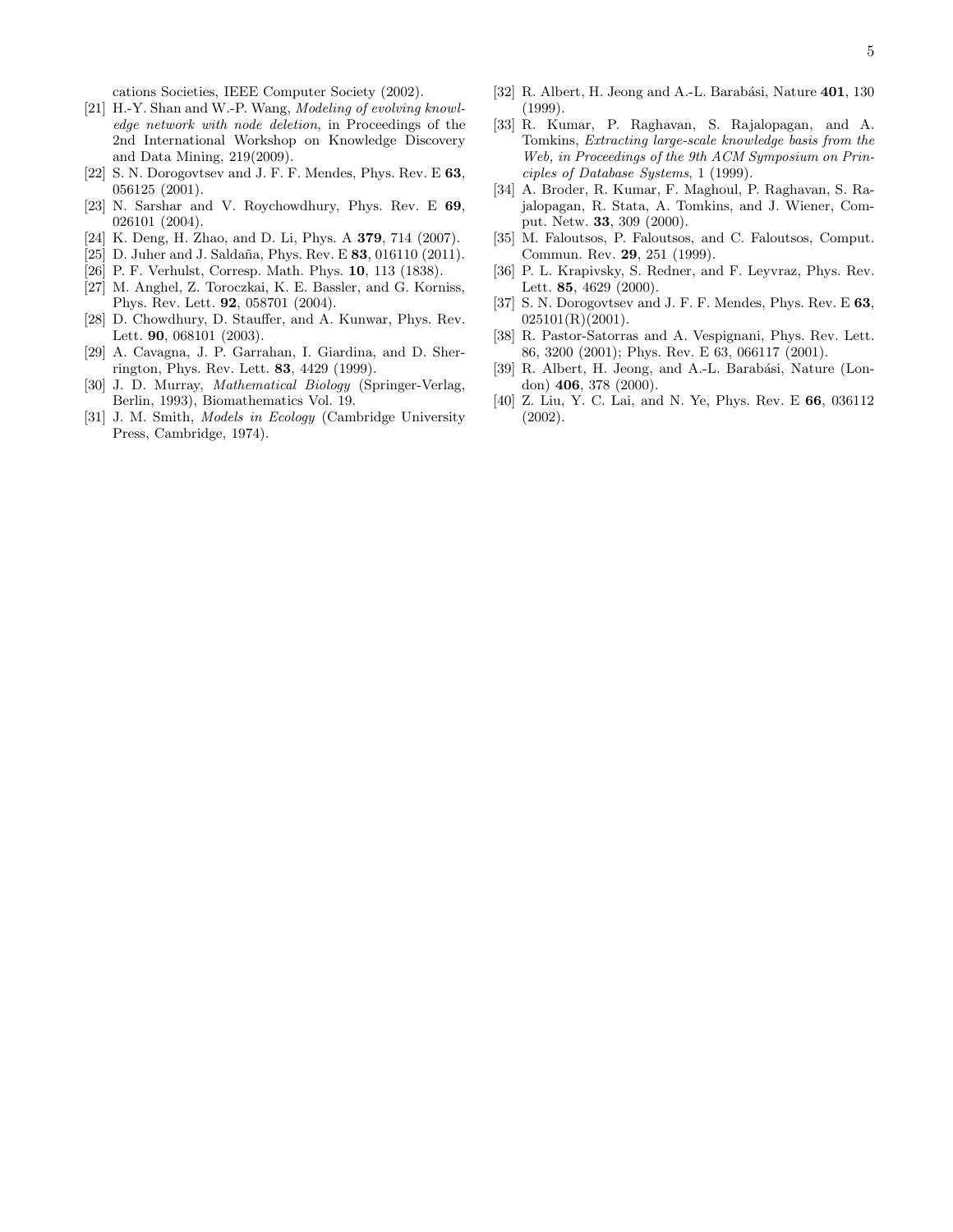cations Societies, IEEE Computer Society (2002).

[21] H.-Y. Shan and W.-P. Wang, *Modeling of evolving knowledge network with node deletion*, in Proceedings of the 2nd International Workshop on Knowledge Discovery and Data Mining, 219(2009).

[22] S. N. Dorogovtsev and J. F. F. Mendes, Phys. Rev. E **63**, 056125 (2001).

[23] N. Sarshar and V. Roychowdhury, Phys. Rev. E **69**, 026101 (2004).

[24] K. Deng, H. Zhao, and D. Li, Phys. A **379**, 714 (2007).

[25] D. Juher and J. Saldaña, Phys. Rev. E **83**, 016110 (2011).

[26] P. F. Verhulst, Corresp. Math. Phys. **10**, 113 (1838).

[27] M. Anghel, Z. Toroczkai, K. E. Bassler, and G. Korniss, Phys. Rev. Lett. **92**, 058701 (2004).

[28] D. Chowdhury, D. Stauffer, and A. Kunwar, Phys. Rev. Lett. **90**, 068101 (2003).

[29] A. Cavagna, J. P. Garrahan, I. Giardina, and D. Sherrington, Phys. Rev. Lett. **83**, 4429 (1999).

[30] J. D. Murray, *Mathematical Biology* (Springer-Verlag, Berlin, 1993), Biomathematics Vol. 19.

[31] J. M. Smith, *Models in Ecology* (Cambridge University Press, Cambridge, 1974).

[32] R. Albert, H. Jeong and A.-L. Barabási, Nature **401**, 130 (1999).

[33] R. Kumar, P. Raghavan, S. Rajalopagan, and A. Tomkins, *Extracting large-scale knowledge basis from the Web, in Proceedings of the 9th ACM Symposium on Principles of Database Systems*, 1 (1999).

[34] A. Broder, R. Kumar, F. Maghoul, P. Raghavan, S. Rajalopagan, R. Stata, A. Tomkins, and J. Wiener, Comput. Netw. **33**, 309 (2000).

[35] M. Faloutsos, P. Faloutsos, and C. Faloutsos, Comput. Commun. Rev. **29**, 251 (1999).

[36] P. L. Krapivsky, S. Redner, and F. Leyvraz, Phys. Rev. Lett. **85**, 4629 (2000).

[37] S. N. Dorogovtsev and J. F. F. Mendes, Phys. Rev. E **63**, 025101(R)(2001).

[38] R. Pastor-Satorras and A. Vespignani, Phys. Rev. Lett. 86, 3200 (2001); Phys. Rev. E 63, 066117 (2001).

[39] R. Albert, H. Jeong, and A.-L. Barabási, Nature (London) **406**, 378 (2000).

[40] Z. Liu, Y. C. Lai, and N. Ye, Phys. Rev. E **66**, 036112 (2002).